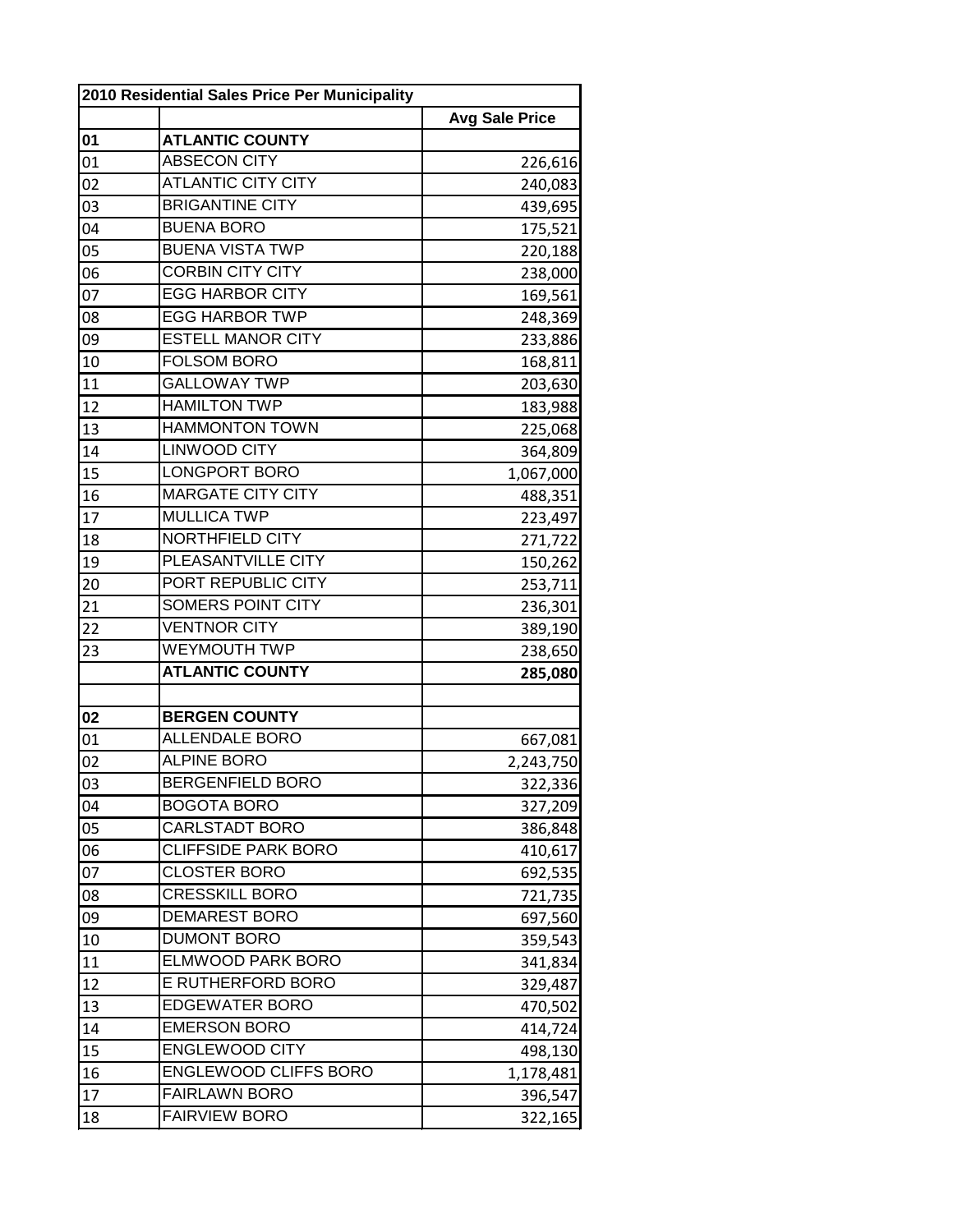| 2010 Residential Sales Price Per Municipality | | |
|---|---|---|
| | | **Avg Sale Price** |
| **01** | **ATLANTIC COUNTY** | |
| 01 | ABSECON CITY | 226,616 |
| 02 | ATLANTIC CITY CITY | 240,083 |
| 03 | BRIGANTINE CITY | 439,695 |
| 04 | BUENA BORO | 175,521 |
| 05 | BUENA VISTA TWP | 220,188 |
| 06 | CORBIN CITY CITY | 238,000 |
| 07 | EGG HARBOR CITY | 169,561 |
| 08 | EGG HARBOR TWP | 248,369 |
| 09 | ESTELL MANOR CITY | 233,886 |
| 10 | FOLSOM BORO | 168,811 |
| 11 | GALLOWAY TWP | 203,630 |
| 12 | HAMILTON TWP | 183,988 |
| 13 | HAMMONTON TOWN | 225,068 |
| 14 | LINWOOD CITY | 364,809 |
| 15 | LONGPORT BORO | 1,067,000 |
| 16 | MARGATE CITY CITY | 488,351 |
| 17 | MULLICA TWP | 223,497 |
| 18 | NORTHFIELD CITY | 271,722 |
| 19 | PLEASANTVILLE CITY | 150,262 |
| 20 | PORT REPUBLIC CITY | 253,711 |
| 21 | SOMERS POINT CITY | 236,301 |
| 22 | VENTNOR CITY | 389,190 |
| 23 | WEYMOUTH TWP | 238,650 |
| | **ATLANTIC COUNTY** | **285,080** |
| | | |
| **02** | **BERGEN COUNTY** | |
| 01 | ALLENDALE BORO | 667,081 |
| 02 | ALPINE BORO | 2,243,750 |
| 03 | BERGENFIELD BORO | 322,336 |
| 04 | BOGOTA BORO | 327,209 |
| 05 | CARLSTADT BORO | 386,848 |
| 06 | CLIFFSIDE PARK BORO | 410,617 |
| 07 | CLOSTER BORO | 692,535 |
| 08 | CRESSKILL BORO | 721,735 |
| 09 | DEMAREST BORO | 697,560 |
| 10 | DUMONT BORO | 359,543 |
| 11 | ELMWOOD PARK BORO | 341,834 |
| 12 | E RUTHERFORD BORO | 329,487 |
| 13 | EDGEWATER BORO | 470,502 |
| 14 | EMERSON BORO | 414,724 |
| 15 | ENGLEWOOD CITY | 498,130 |
| 16 | ENGLEWOOD CLIFFS BORO | 1,178,481 |
| 17 | FAIRLAWN BORO | 396,547 |
| 18 | FAIRVIEW BORO | 322,165 |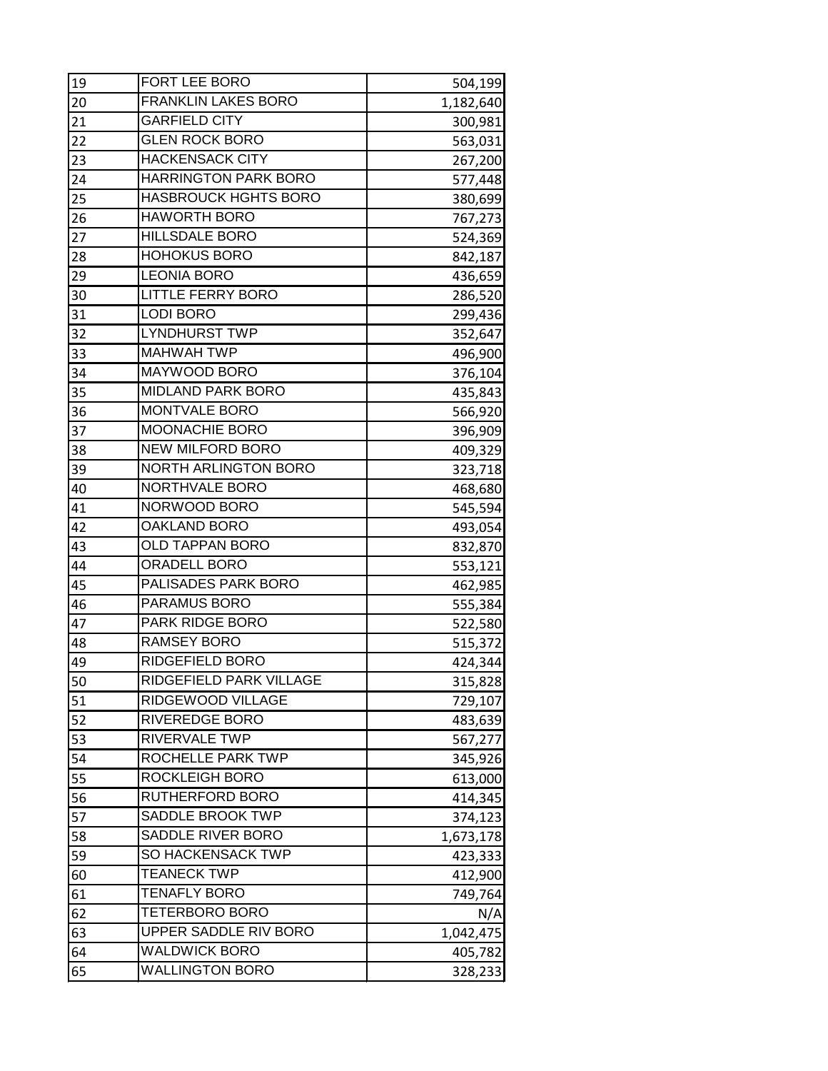| | | |
|---|---|---|
| 19 | FORT LEE BORO | 504,199 |
| 20 | FRANKLIN LAKES BORO | 1,182,640 |
| 21 | GARFIELD CITY | 300,981 |
| 22 | GLEN ROCK BORO | 563,031 |
| 23 | HACKENSACK CITY | 267,200 |
| 24 | HARRINGTON PARK BORO | 577,448 |
| 25 | HASBROUCK HGHTS BORO | 380,699 |
| 26 | HAWORTH BORO | 767,273 |
| 27 | HILLSDALE BORO | 524,369 |
| 28 | HOHOKUS BORO | 842,187 |
| 29 | LEONIA BORO | 436,659 |
| 30 | LITTLE FERRY BORO | 286,520 |
| 31 | LODI BORO | 299,436 |
| 32 | LYNDHURST TWP | 352,647 |
| 33 | MAHWAH TWP | 496,900 |
| 34 | MAYWOOD BORO | 376,104 |
| 35 | MIDLAND PARK BORO | 435,843 |
| 36 | MONTVALE BORO | 566,920 |
| 37 | MOONACHIE BORO | 396,909 |
| 38 | NEW MILFORD BORO | 409,329 |
| 39 | NORTH ARLINGTON BORO | 323,718 |
| 40 | NORTHVALE BORO | 468,680 |
| 41 | NORWOOD BORO | 545,594 |
| 42 | OAKLAND BORO | 493,054 |
| 43 | OLD TAPPAN BORO | 832,870 |
| 44 | ORADELL BORO | 553,121 |
| 45 | PALISADES PARK BORO | 462,985 |
| 46 | PARAMUS BORO | 555,384 |
| 47 | PARK RIDGE BORO | 522,580 |
| 48 | RAMSEY BORO | 515,372 |
| 49 | RIDGEFIELD BORO | 424,344 |
| 50 | RIDGEFIELD PARK VILLAGE | 315,828 |
| 51 | RIDGEWOOD VILLAGE | 729,107 |
| 52 | RIVEREDGE BORO | 483,639 |
| 53 | RIVERVALE TWP | 567,277 |
| 54 | ROCHELLE PARK TWP | 345,926 |
| 55 | ROCKLEIGH BORO | 613,000 |
| 56 | RUTHERFORD BORO | 414,345 |
| 57 | SADDLE BROOK TWP | 374,123 |
| 58 | SADDLE RIVER BORO | 1,673,178 |
| 59 | SO HACKENSACK TWP | 423,333 |
| 60 | TEANECK TWP | 412,900 |
| 61 | TENAFLY BORO | 749,764 |
| 62 | TETERBORO BORO | N/A |
| 63 | UPPER SADDLE RIV BORO | 1,042,475 |
| 64 | WALDWICK BORO | 405,782 |
| 65 | WALLINGTON BORO | 328,233 |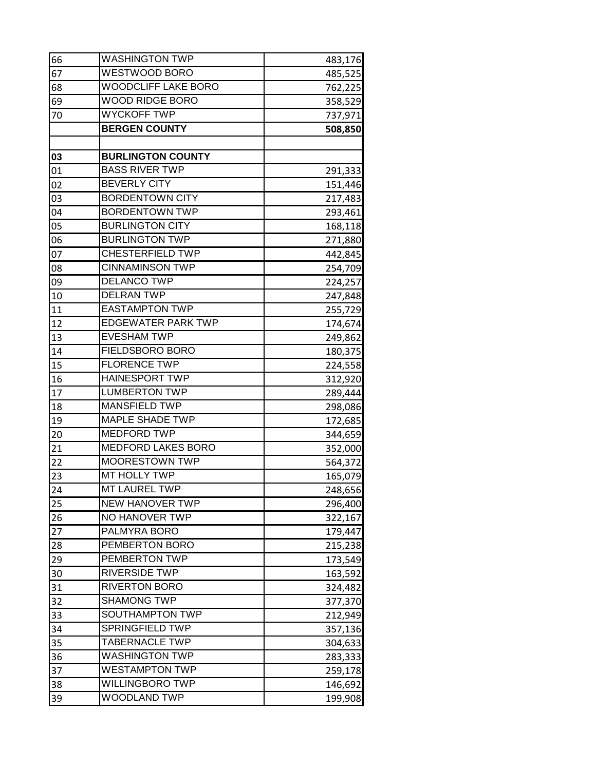| | | |
|---|---|---|
| 66 | WASHINGTON TWP | 483,176 |
| 67 | WESTWOOD BORO | 485,525 |
| 68 | WOODCLIFF LAKE BORO | 762,225 |
| 69 | WOOD RIDGE BORO | 358,529 |
| 70 | WYCKOFF TWP | 737,971 |
| | **BERGEN COUNTY** | **508,850** |
| | | |
| **03** | **BURLINGTON COUNTY** | |
| 01 | BASS RIVER TWP | 291,333 |
| 02 | BEVERLY CITY | 151,446 |
| 03 | BORDENTOWN CITY | 217,483 |
| 04 | BORDENTOWN TWP | 293,461 |
| 05 | BURLINGTON CITY | 168,118 |
| 06 | BURLINGTON TWP | 271,880 |
| 07 | CHESTERFIELD TWP | 442,845 |
| 08 | CINNAMINSON TWP | 254,709 |
| 09 | DELANCO TWP | 224,257 |
| 10 | DELRAN TWP | 247,848 |
| 11 | EASTAMPTON TWP | 255,729 |
| 12 | EDGEWATER PARK TWP | 174,674 |
| 13 | EVESHAM TWP | 249,862 |
| 14 | FIELDSBORO BORO | 180,375 |
| 15 | FLORENCE TWP | 224,558 |
| 16 | HAINESPORT TWP | 312,920 |
| 17 | LUMBERTON TWP | 289,444 |
| 18 | MANSFIELD TWP | 298,086 |
| 19 | MAPLE SHADE TWP | 172,685 |
| 20 | MEDFORD TWP | 344,659 |
| 21 | MEDFORD LAKES BORO | 352,000 |
| 22 | MOORESTOWN TWP | 564,372 |
| 23 | MT HOLLY TWP | 165,079 |
| 24 | MT LAUREL TWP | 248,656 |
| 25 | NEW HANOVER TWP | 296,400 |
| 26 | NO HANOVER TWP | 322,167 |
| 27 | PALMYRA BORO | 179,447 |
| 28 | PEMBERTON BORO | 215,238 |
| 29 | PEMBERTON TWP | 173,549 |
| 30 | RIVERSIDE TWP | 163,592 |
| 31 | RIVERTON BORO | 324,482 |
| 32 | SHAMONG TWP | 377,370 |
| 33 | SOUTHAMPTON TWP | 212,949 |
| 34 | SPRINGFIELD TWP | 357,136 |
| 35 | TABERNACLE TWP | 304,633 |
| 36 | WASHINGTON TWP | 283,333 |
| 37 | WESTAMPTON TWP | 259,178 |
| 38 | WILLINGBORO TWP | 146,692 |
| 39 | WOODLAND TWP | 199,908 |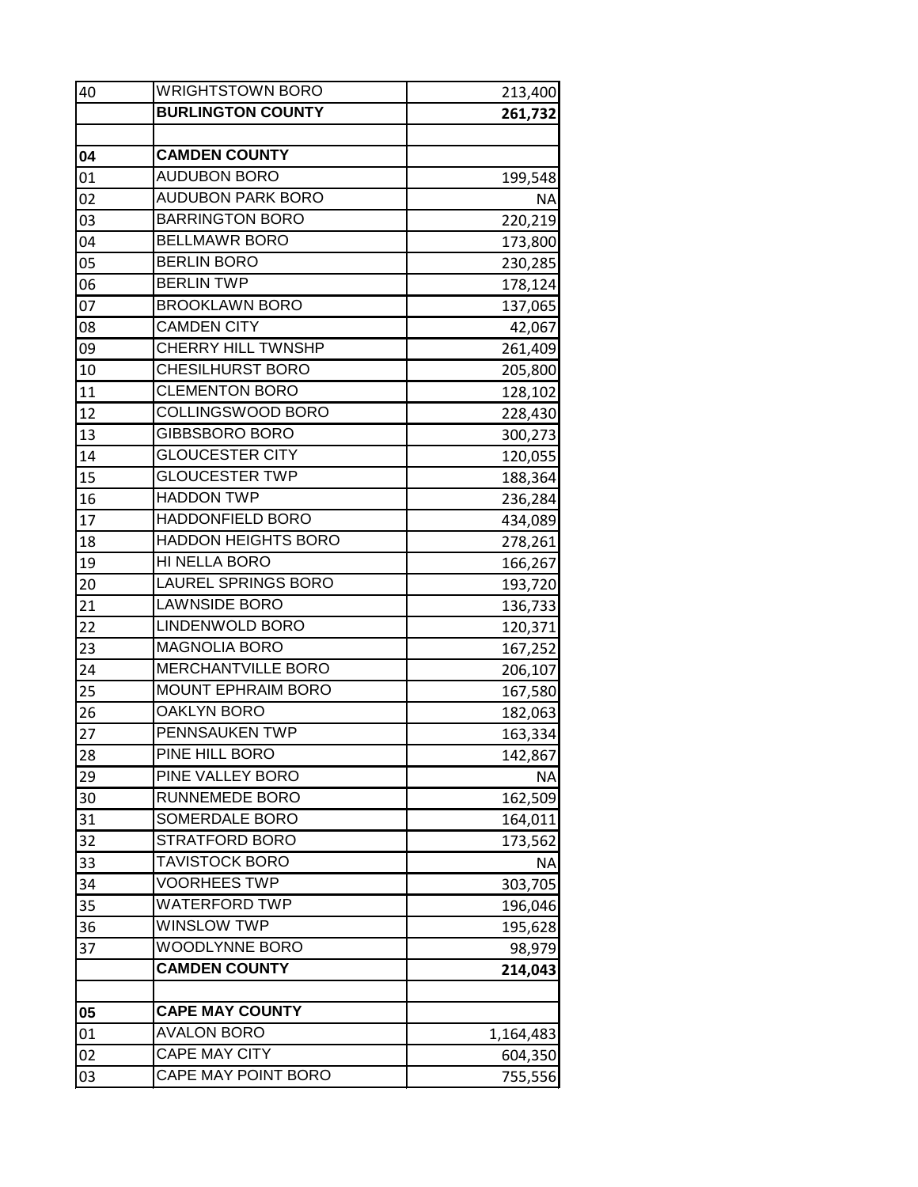| | | |
|---|---|---|
| 40 | WRIGHTSTOWN BORO | 213,400 |
| | **BURLINGTON COUNTY** | **261,732** |
| | | |
| **04** | **CAMDEN COUNTY** | |
| 01 | AUDUBON BORO | 199,548 |
| 02 | AUDUBON PARK BORO | NA |
| 03 | BARRINGTON BORO | 220,219 |
| 04 | BELLMAWR BORO | 173,800 |
| 05 | BERLIN BORO | 230,285 |
| 06 | BERLIN TWP | 178,124 |
| 07 | BROOKLAWN BORO | 137,065 |
| 08 | CAMDEN CITY | 42,067 |
| 09 | CHERRY HILL TWNSHP | 261,409 |
| 10 | CHESILHURST BORO | 205,800 |
| 11 | CLEMENTON BORO | 128,102 |
| 12 | COLLINGSWOOD BORO | 228,430 |
| 13 | GIBBSBORO BORO | 300,273 |
| 14 | GLOUCESTER CITY | 120,055 |
| 15 | GLOUCESTER TWP | 188,364 |
| 16 | HADDON TWP | 236,284 |
| 17 | HADDONFIELD BORO | 434,089 |
| 18 | HADDON HEIGHTS BORO | 278,261 |
| 19 | HI NELLA BORO | 166,267 |
| 20 | LAUREL SPRINGS BORO | 193,720 |
| 21 | LAWNSIDE BORO | 136,733 |
| 22 | LINDENWOLD BORO | 120,371 |
| 23 | MAGNOLIA BORO | 167,252 |
| 24 | MERCHANTVILLE BORO | 206,107 |
| 25 | MOUNT EPHRAIM BORO | 167,580 |
| 26 | OAKLYN BORO | 182,063 |
| 27 | PENNSAUKEN TWP | 163,334 |
| 28 | PINE HILL BORO | 142,867 |
| 29 | PINE VALLEY BORO | NA |
| 30 | RUNNEMEDE BORO | 162,509 |
| 31 | SOMERDALE BORO | 164,011 |
| 32 | STRATFORD BORO | 173,562 |
| 33 | TAVISTOCK BORO | NA |
| 34 | VOORHEES TWP | 303,705 |
| 35 | WATERFORD TWP | 196,046 |
| 36 | WINSLOW TWP | 195,628 |
| 37 | WOODLYNNE BORO | 98,979 |
| | **CAMDEN COUNTY** | **214,043** |
| | | |
| **05** | **CAPE MAY COUNTY** | |
| 01 | AVALON BORO | 1,164,483 |
| 02 | CAPE MAY CITY | 604,350 |
| 03 | CAPE MAY POINT BORO | 755,556 |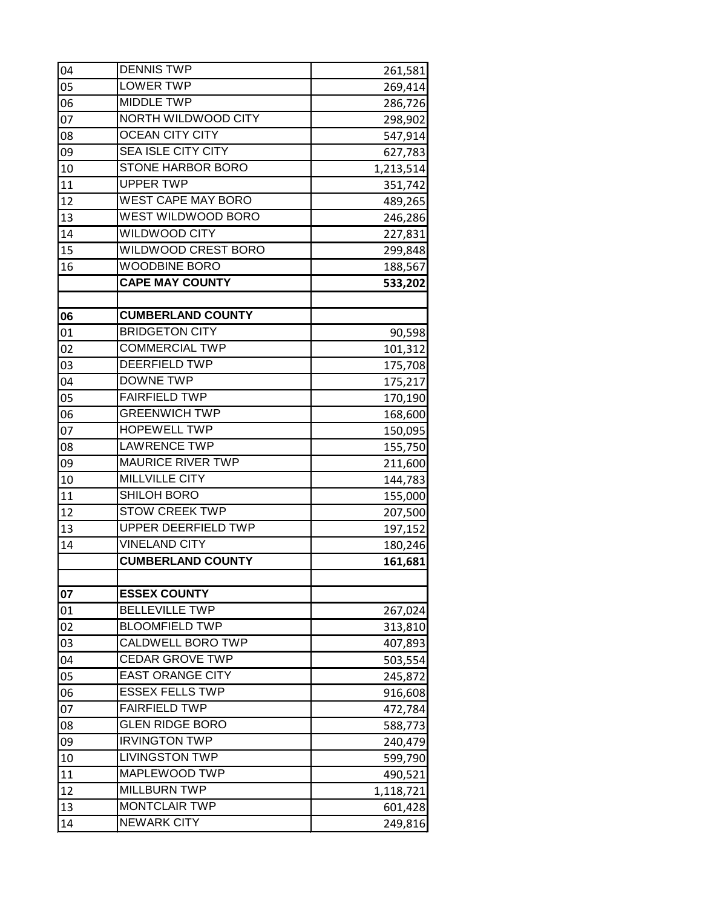| | | |
|---|---|---|
| 04 | DENNIS TWP | 261,581 |
| 05 | LOWER TWP | 269,414 |
| 06 | MIDDLE TWP | 286,726 |
| 07 | NORTH WILDWOOD CITY | 298,902 |
| 08 | OCEAN CITY CITY | 547,914 |
| 09 | SEA ISLE CITY CITY | 627,783 |
| 10 | STONE HARBOR BORO | 1,213,514 |
| 11 | UPPER TWP | 351,742 |
| 12 | WEST CAPE MAY BORO | 489,265 |
| 13 | WEST WILDWOOD BORO | 246,286 |
| 14 | WILDWOOD CITY | 227,831 |
| 15 | WILDWOOD CREST BORO | 299,848 |
| 16 | WOODBINE BORO | 188,567 |
| | **CAPE MAY COUNTY** | **533,202** |
| | | |
| **06** | **CUMBERLAND COUNTY** | |
| 01 | BRIDGETON CITY | 90,598 |
| 02 | COMMERCIAL TWP | 101,312 |
| 03 | DEERFIELD TWP | 175,708 |
| 04 | DOWNE TWP | 175,217 |
| 05 | FAIRFIELD TWP | 170,190 |
| 06 | GREENWICH TWP | 168,600 |
| 07 | HOPEWELL TWP | 150,095 |
| 08 | LAWRENCE TWP | 155,750 |
| 09 | MAURICE RIVER TWP | 211,600 |
| 10 | MILLVILLE CITY | 144,783 |
| 11 | SHILOH BORO | 155,000 |
| 12 | STOW CREEK TWP | 207,500 |
| 13 | UPPER DEERFIELD TWP | 197,152 |
| 14 | VINELAND CITY | 180,246 |
| | **CUMBERLAND COUNTY** | **161,681** |
| | | |
| **07** | **ESSEX COUNTY** | |
| 01 | BELLEVILLE TWP | 267,024 |
| 02 | BLOOMFIELD TWP | 313,810 |
| 03 | CALDWELL BORO TWP | 407,893 |
| 04 | CEDAR GROVE TWP | 503,554 |
| 05 | EAST ORANGE CITY | 245,872 |
| 06 | ESSEX FELLS TWP | 916,608 |
| 07 | FAIRFIELD TWP | 472,784 |
| 08 | GLEN RIDGE BORO | 588,773 |
| 09 | IRVINGTON TWP | 240,479 |
| 10 | LIVINGSTON TWP | 599,790 |
| 11 | MAPLEWOOD TWP | 490,521 |
| 12 | MILLBURN TWP | 1,118,721 |
| 13 | MONTCLAIR TWP | 601,428 |
| 14 | NEWARK CITY | 249,816 |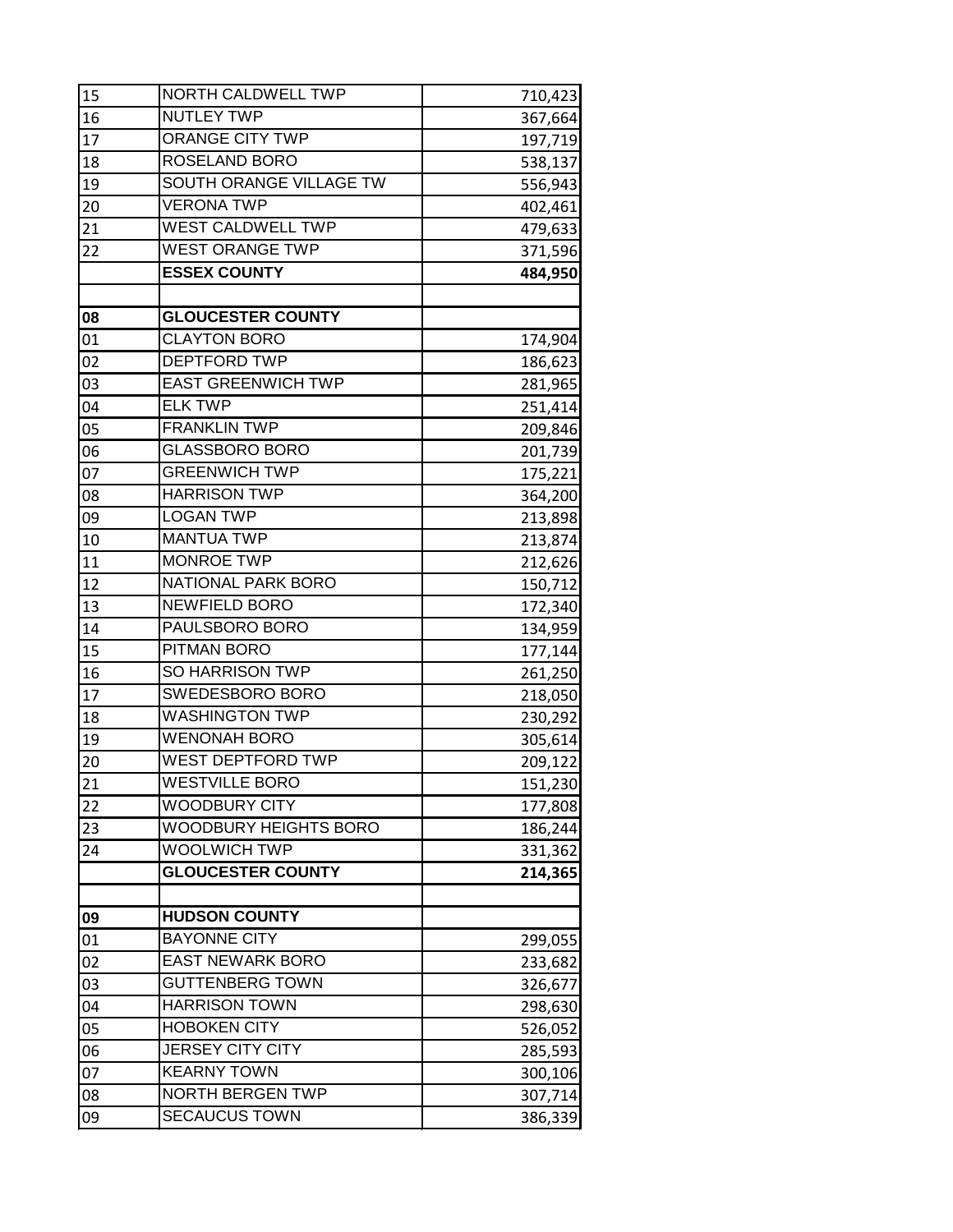| | | |
|---|---|---|
| 15 | NORTH CALDWELL TWP | 710,423 |
| 16 | NUTLEY TWP | 367,664 |
| 17 | ORANGE CITY TWP | 197,719 |
| 18 | ROSELAND BORO | 538,137 |
| 19 | SOUTH ORANGE VILLAGE TW | 556,943 |
| 20 | VERONA TWP | 402,461 |
| 21 | WEST CALDWELL TWP | 479,633 |
| 22 | WEST ORANGE TWP | 371,596 |
| | **ESSEX COUNTY** | **484,950** |
| | | |
| **08** | **GLOUCESTER COUNTY** | |
| 01 | CLAYTON BORO | 174,904 |
| 02 | DEPTFORD TWP | 186,623 |
| 03 | EAST GREENWICH TWP | 281,965 |
| 04 | ELK TWP | 251,414 |
| 05 | FRANKLIN TWP | 209,846 |
| 06 | GLASSBORO BORO | 201,739 |
| 07 | GREENWICH TWP | 175,221 |
| 08 | HARRISON TWP | 364,200 |
| 09 | LOGAN TWP | 213,898 |
| 10 | MANTUA TWP | 213,874 |
| 11 | MONROE TWP | 212,626 |
| 12 | NATIONAL PARK BORO | 150,712 |
| 13 | NEWFIELD BORO | 172,340 |
| 14 | PAULSBORO BORO | 134,959 |
| 15 | PITMAN BORO | 177,144 |
| 16 | SO HARRISON TWP | 261,250 |
| 17 | SWEDESBORO BORO | 218,050 |
| 18 | WASHINGTON TWP | 230,292 |
| 19 | WENONAH BORO | 305,614 |
| 20 | WEST DEPTFORD TWP | 209,122 |
| 21 | WESTVILLE BORO | 151,230 |
| 22 | WOODBURY CITY | 177,808 |
| 23 | WOODBURY HEIGHTS BORO | 186,244 |
| 24 | WOOLWICH TWP | 331,362 |
| | **GLOUCESTER COUNTY** | **214,365** |
| | | |
| **09** | **HUDSON COUNTY** | |
| 01 | BAYONNE CITY | 299,055 |
| 02 | EAST NEWARK BORO | 233,682 |
| 03 | GUTTENBERG TOWN | 326,677 |
| 04 | HARRISON TOWN | 298,630 |
| 05 | HOBOKEN CITY | 526,052 |
| 06 | JERSEY CITY CITY | 285,593 |
| 07 | KEARNY TOWN | 300,106 |
| 08 | NORTH BERGEN TWP | 307,714 |
| 09 | SECAUCUS TOWN | 386,339 |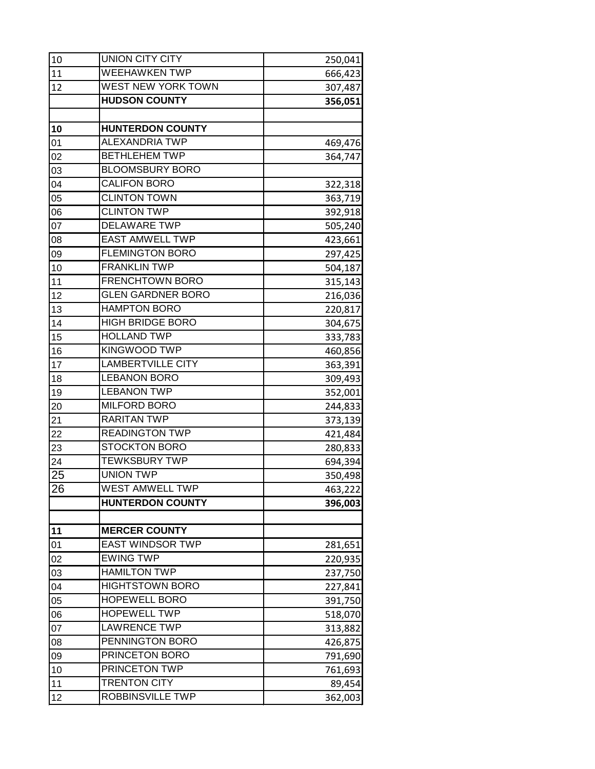| | | |
|---|---|---|
| 10 | UNION CITY CITY | 250,041 |
| 11 | WEEHAWKEN TWP | 666,423 |
| 12 | WEST NEW YORK TOWN | 307,487 |
| | **HUDSON COUNTY** | **356,051** |
| | | |
| **10** | **HUNTERDON COUNTY** | |
| 01 | ALEXANDRIA TWP | 469,476 |
| 02 | BETHLEHEM TWP | 364,747 |
| 03 | BLOOMSBURY BORO | |
| 04 | CALIFON BORO | 322,318 |
| 05 | CLINTON TOWN | 363,719 |
| 06 | CLINTON TWP | 392,918 |
| 07 | DELAWARE TWP | 505,240 |
| 08 | EAST AMWELL TWP | 423,661 |
| 09 | FLEMINGTON BORO | 297,425 |
| 10 | FRANKLIN TWP | 504,187 |
| 11 | FRENCHTOWN BORO | 315,143 |
| 12 | GLEN GARDNER BORO | 216,036 |
| 13 | HAMPTON BORO | 220,817 |
| 14 | HIGH BRIDGE BORO | 304,675 |
| 15 | HOLLAND TWP | 333,783 |
| 16 | KINGWOOD TWP | 460,856 |
| 17 | LAMBERTVILLE CITY | 363,391 |
| 18 | LEBANON BORO | 309,493 |
| 19 | LEBANON TWP | 352,001 |
| 20 | MILFORD BORO | 244,833 |
| 21 | RARITAN TWP | 373,139 |
| 22 | READINGTON TWP | 421,484 |
| 23 | STOCKTON BORO | 280,833 |
| 24 | TEWKSBURY TWP | 694,394 |
| 25 | UNION TWP | 350,498 |
| 26 | WEST AMWELL TWP | 463,222 |
| | **HUNTERDON COUNTY** | **396,003** |
| | | |
| **11** | **MERCER COUNTY** | |
| 01 | EAST WINDSOR TWP | 281,651 |
| 02 | EWING TWP | 220,935 |
| 03 | HAMILTON TWP | 237,750 |
| 04 | HIGHTSTOWN BORO | 227,841 |
| 05 | HOPEWELL BORO | 391,750 |
| 06 | HOPEWELL TWP | 518,070 |
| 07 | LAWRENCE TWP | 313,882 |
| 08 | PENNINGTON BORO | 426,875 |
| 09 | PRINCETON BORO | 791,690 |
| 10 | PRINCETON TWP | 761,693 |
| 11 | TRENTON CITY | 89,454 |
| 12 | ROBBINSVILLE TWP | 362,003 |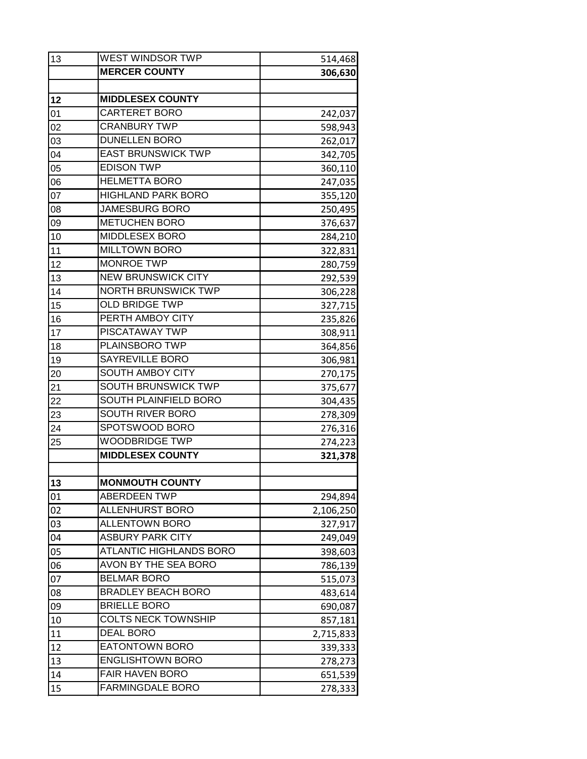| | | |
|---|---|---|
| 13 | WEST WINDSOR TWP | 514,468 |
| | **MERCER COUNTY** | **306,630** |
| | | |
| **12** | **MIDDLESEX COUNTY** | |
| 01 | CARTERET BORO | 242,037 |
| 02 | CRANBURY TWP | 598,943 |
| 03 | DUNELLEN BORO | 262,017 |
| 04 | EAST BRUNSWICK TWP | 342,705 |
| 05 | EDISON TWP | 360,110 |
| 06 | HELMETTA BORO | 247,035 |
| 07 | HIGHLAND PARK BORO | 355,120 |
| 08 | JAMESBURG BORO | 250,495 |
| 09 | METUCHEN BORO | 376,637 |
| 10 | MIDDLESEX BORO | 284,210 |
| 11 | MILLTOWN BORO | 322,831 |
| 12 | MONROE TWP | 280,759 |
| 13 | NEW BRUNSWICK CITY | 292,539 |
| 14 | NORTH BRUNSWICK TWP | 306,228 |
| 15 | OLD BRIDGE TWP | 327,715 |
| 16 | PERTH AMBOY CITY | 235,826 |
| 17 | PISCATAWAY TWP | 308,911 |
| 18 | PLAINSBORO TWP | 364,856 |
| 19 | SAYREVILLE BORO | 306,981 |
| 20 | SOUTH AMBOY CITY | 270,175 |
| 21 | SOUTH BRUNSWICK TWP | 375,677 |
| 22 | SOUTH PLAINFIELD BORO | 304,435 |
| 23 | SOUTH RIVER BORO | 278,309 |
| 24 | SPOTSWOOD BORO | 276,316 |
| 25 | WOODBRIDGE TWP | 274,223 |
| | **MIDDLESEX COUNTY** | **321,378** |
| | | |
| **13** | **MONMOUTH COUNTY** | |
| 01 | ABERDEEN TWP | 294,894 |
| 02 | ALLENHURST BORO | 2,106,250 |
| 03 | ALLENTOWN BORO | 327,917 |
| 04 | ASBURY PARK CITY | 249,049 |
| 05 | ATLANTIC HIGHLANDS BORO | 398,603 |
| 06 | AVON BY THE SEA BORO | 786,139 |
| 07 | BELMAR BORO | 515,073 |
| 08 | BRADLEY BEACH BORO | 483,614 |
| 09 | BRIELLE BORO | 690,087 |
| 10 | COLTS NECK TOWNSHIP | 857,181 |
| 11 | DEAL BORO | 2,715,833 |
| 12 | EATONTOWN BORO | 339,333 |
| 13 | ENGLISHTOWN BORO | 278,273 |
| 14 | FAIR HAVEN BORO | 651,539 |
| 15 | FARMINGDALE BORO | 278,333 |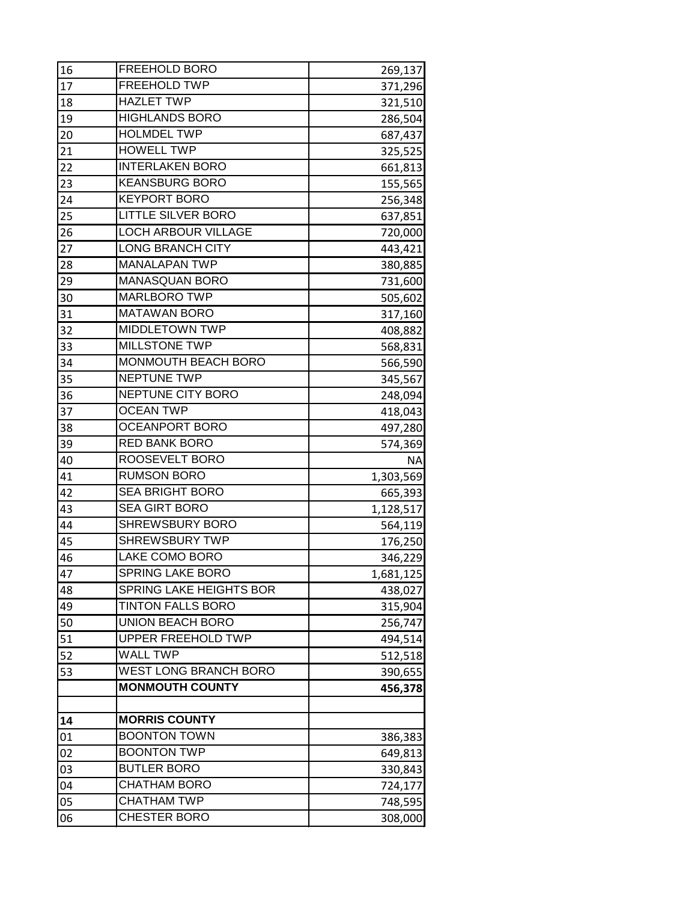| | | |
|---|---|---|
| 16 | FREEHOLD BORO | 269,137 |
| 17 | FREEHOLD TWP | 371,296 |
| 18 | HAZLET TWP | 321,510 |
| 19 | HIGHLANDS BORO | 286,504 |
| 20 | HOLMDEL TWP | 687,437 |
| 21 | HOWELL TWP | 325,525 |
| 22 | INTERLAKEN BORO | 661,813 |
| 23 | KEANSBURG BORO | 155,565 |
| 24 | KEYPORT BORO | 256,348 |
| 25 | LITTLE SILVER BORO | 637,851 |
| 26 | LOCH ARBOUR VILLAGE | 720,000 |
| 27 | LONG BRANCH CITY | 443,421 |
| 28 | MANALAPAN TWP | 380,885 |
| 29 | MANASQUAN BORO | 731,600 |
| 30 | MARLBORO TWP | 505,602 |
| 31 | MATAWAN BORO | 317,160 |
| 32 | MIDDLETOWN TWP | 408,882 |
| 33 | MILLSTONE TWP | 568,831 |
| 34 | MONMOUTH BEACH BORO | 566,590 |
| 35 | NEPTUNE TWP | 345,567 |
| 36 | NEPTUNE CITY BORO | 248,094 |
| 37 | OCEAN TWP | 418,043 |
| 38 | OCEANPORT BORO | 497,280 |
| 39 | RED BANK BORO | 574,369 |
| 40 | ROOSEVELT BORO | NA |
| 41 | RUMSON BORO | 1,303,569 |
| 42 | SEA BRIGHT BORO | 665,393 |
| 43 | SEA GIRT BORO | 1,128,517 |
| 44 | SHREWSBURY BORO | 564,119 |
| 45 | SHREWSBURY TWP | 176,250 |
| 46 | LAKE COMO BORO | 346,229 |
| 47 | SPRING LAKE BORO | 1,681,125 |
| 48 | SPRING LAKE HEIGHTS BOR | 438,027 |
| 49 | TINTON FALLS BORO | 315,904 |
| 50 | UNION BEACH BORO | 256,747 |
| 51 | UPPER FREEHOLD TWP | 494,514 |
| 52 | WALL TWP | 512,518 |
| 53 | WEST LONG BRANCH BORO | 390,655 |
| | **MONMOUTH COUNTY** | **456,378** |
| | | |
| **14** | **MORRIS COUNTY** | |
| 01 | BOONTON TOWN | 386,383 |
| 02 | BOONTON TWP | 649,813 |
| 03 | BUTLER BORO | 330,843 |
| 04 | CHATHAM BORO | 724,177 |
| 05 | CHATHAM TWP | 748,595 |
| 06 | CHESTER BORO | 308,000 |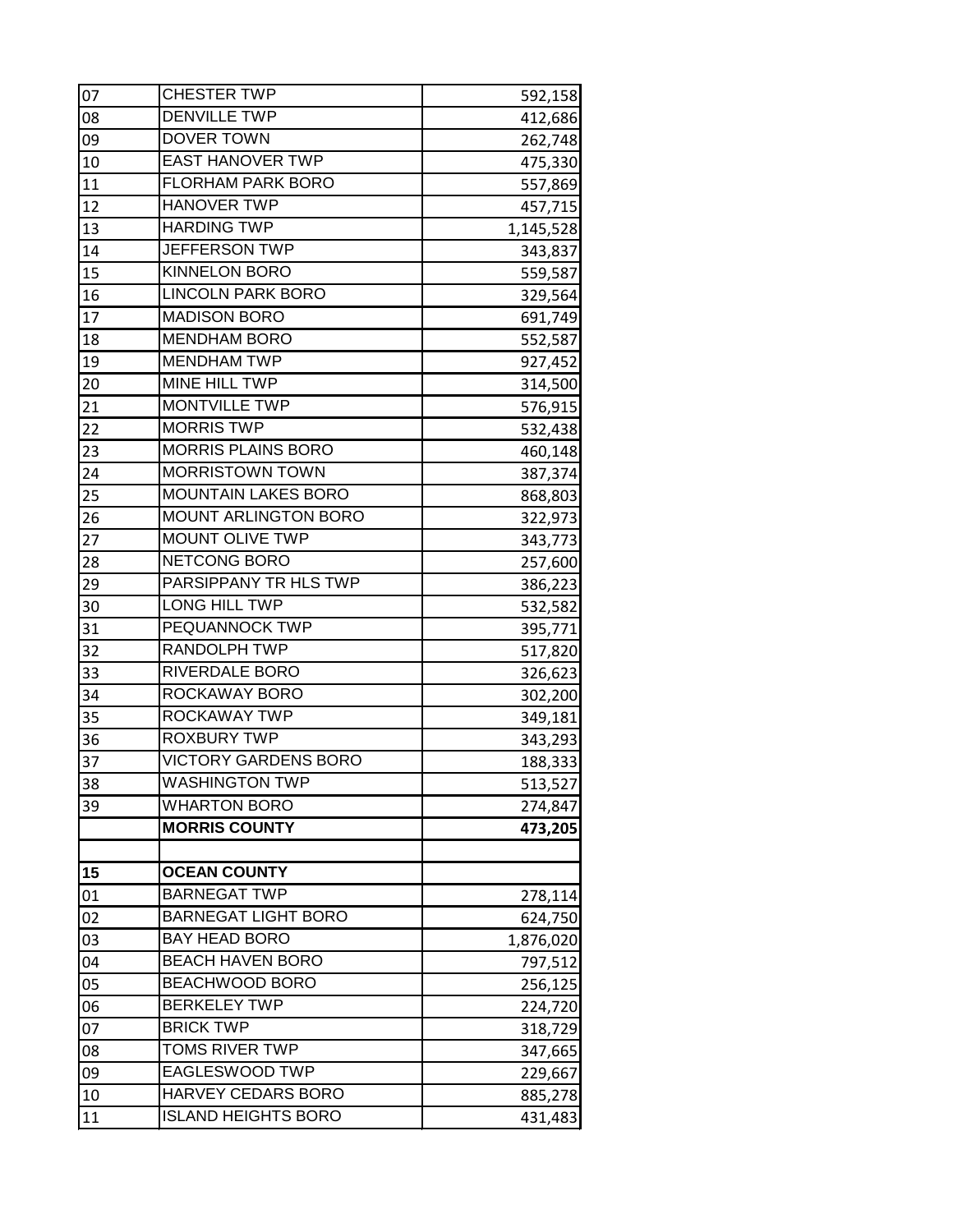| | | |
|---|---|---|
| 07 | CHESTER TWP | 592,158 |
| 08 | DENVILLE TWP | 412,686 |
| 09 | DOVER TOWN | 262,748 |
| 10 | EAST HANOVER TWP | 475,330 |
| 11 | FLORHAM PARK BORO | 557,869 |
| 12 | HANOVER TWP | 457,715 |
| 13 | HARDING TWP | 1,145,528 |
| 14 | JEFFERSON TWP | 343,837 |
| 15 | KINNELON BORO | 559,587 |
| 16 | LINCOLN PARK BORO | 329,564 |
| 17 | MADISON BORO | 691,749 |
| 18 | MENDHAM BORO | 552,587 |
| 19 | MENDHAM TWP | 927,452 |
| 20 | MINE HILL TWP | 314,500 |
| 21 | MONTVILLE TWP | 576,915 |
| 22 | MORRIS TWP | 532,438 |
| 23 | MORRIS PLAINS BORO | 460,148 |
| 24 | MORRISTOWN TOWN | 387,374 |
| 25 | MOUNTAIN LAKES BORO | 868,803 |
| 26 | MOUNT ARLINGTON BORO | 322,973 |
| 27 | MOUNT OLIVE TWP | 343,773 |
| 28 | NETCONG BORO | 257,600 |
| 29 | PARSIPPANY TR HLS TWP | 386,223 |
| 30 | LONG HILL TWP | 532,582 |
| 31 | PEQUANNOCK TWP | 395,771 |
| 32 | RANDOLPH TWP | 517,820 |
| 33 | RIVERDALE BORO | 326,623 |
| 34 | ROCKAWAY BORO | 302,200 |
| 35 | ROCKAWAY TWP | 349,181 |
| 36 | ROXBURY TWP | 343,293 |
| 37 | VICTORY GARDENS BORO | 188,333 |
| 38 | WASHINGTON TWP | 513,527 |
| 39 | WHARTON BORO | 274,847 |
| | **MORRIS COUNTY** | **473,205** |
| | | |
| **15** | **OCEAN COUNTY** | |
| 01 | BARNEGAT TWP | 278,114 |
| 02 | BARNEGAT LIGHT BORO | 624,750 |
| 03 | BAY HEAD BORO | 1,876,020 |
| 04 | BEACH HAVEN BORO | 797,512 |
| 05 | BEACHWOOD BORO | 256,125 |
| 06 | BERKELEY TWP | 224,720 |
| 07 | BRICK TWP | 318,729 |
| 08 | TOMS RIVER TWP | 347,665 |
| 09 | EAGLESWOOD TWP | 229,667 |
| 10 | HARVEY CEDARS BORO | 885,278 |
| 11 | ISLAND HEIGHTS BORO | 431,483 |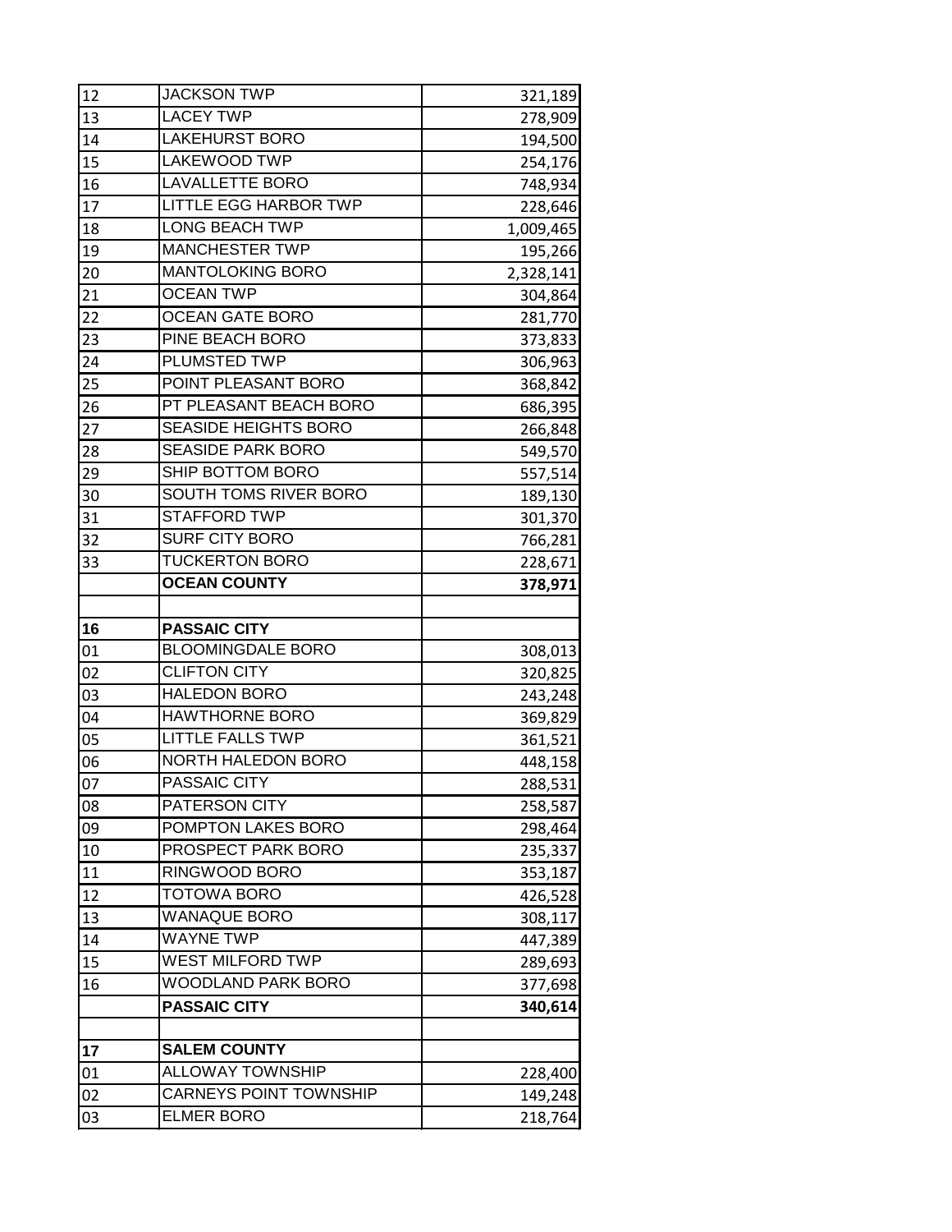| | | |
|---|---|---|
| 12 | JACKSON TWP | 321,189 |
| 13 | LACEY TWP | 278,909 |
| 14 | LAKEHURST BORO | 194,500 |
| 15 | LAKEWOOD TWP | 254,176 |
| 16 | LAVALLETTE BORO | 748,934 |
| 17 | LITTLE EGG HARBOR TWP | 228,646 |
| 18 | LONG BEACH TWP | 1,009,465 |
| 19 | MANCHESTER TWP | 195,266 |
| 20 | MANTOLOKING BORO | 2,328,141 |
| 21 | OCEAN TWP | 304,864 |
| 22 | OCEAN GATE BORO | 281,770 |
| 23 | PINE BEACH BORO | 373,833 |
| 24 | PLUMSTED TWP | 306,963 |
| 25 | POINT PLEASANT BORO | 368,842 |
| 26 | PT PLEASANT BEACH BORO | 686,395 |
| 27 | SEASIDE HEIGHTS BORO | 266,848 |
| 28 | SEASIDE PARK BORO | 549,570 |
| 29 | SHIP BOTTOM BORO | 557,514 |
| 30 | SOUTH TOMS RIVER BORO | 189,130 |
| 31 | STAFFORD TWP | 301,370 |
| 32 | SURF CITY BORO | 766,281 |
| 33 | TUCKERTON BORO | 228,671 |
| | **OCEAN COUNTY** | **378,971** |
| | | |
| **16** | **PASSAIC CITY** | |
| 01 | BLOOMINGDALE BORO | 308,013 |
| 02 | CLIFTON CITY | 320,825 |
| 03 | HALEDON BORO | 243,248 |
| 04 | HAWTHORNE BORO | 369,829 |
| 05 | LITTLE FALLS TWP | 361,521 |
| 06 | NORTH HALEDON BORO | 448,158 |
| 07 | PASSAIC CITY | 288,531 |
| 08 | PATERSON CITY | 258,587 |
| 09 | POMPTON LAKES BORO | 298,464 |
| 10 | PROSPECT PARK BORO | 235,337 |
| 11 | RINGWOOD BORO | 353,187 |
| 12 | TOTOWA BORO | 426,528 |
| 13 | WANAQUE BORO | 308,117 |
| 14 | WAYNE TWP | 447,389 |
| 15 | WEST MILFORD TWP | 289,693 |
| 16 | WOODLAND PARK BORO | 377,698 |
| | **PASSAIC CITY** | **340,614** |
| | | |
| **17** | **SALEM COUNTY** | |
| 01 | ALLOWAY TOWNSHIP | 228,400 |
| 02 | CARNEYS POINT TOWNSHIP | 149,248 |
| 03 | ELMER BORO | 218,764 |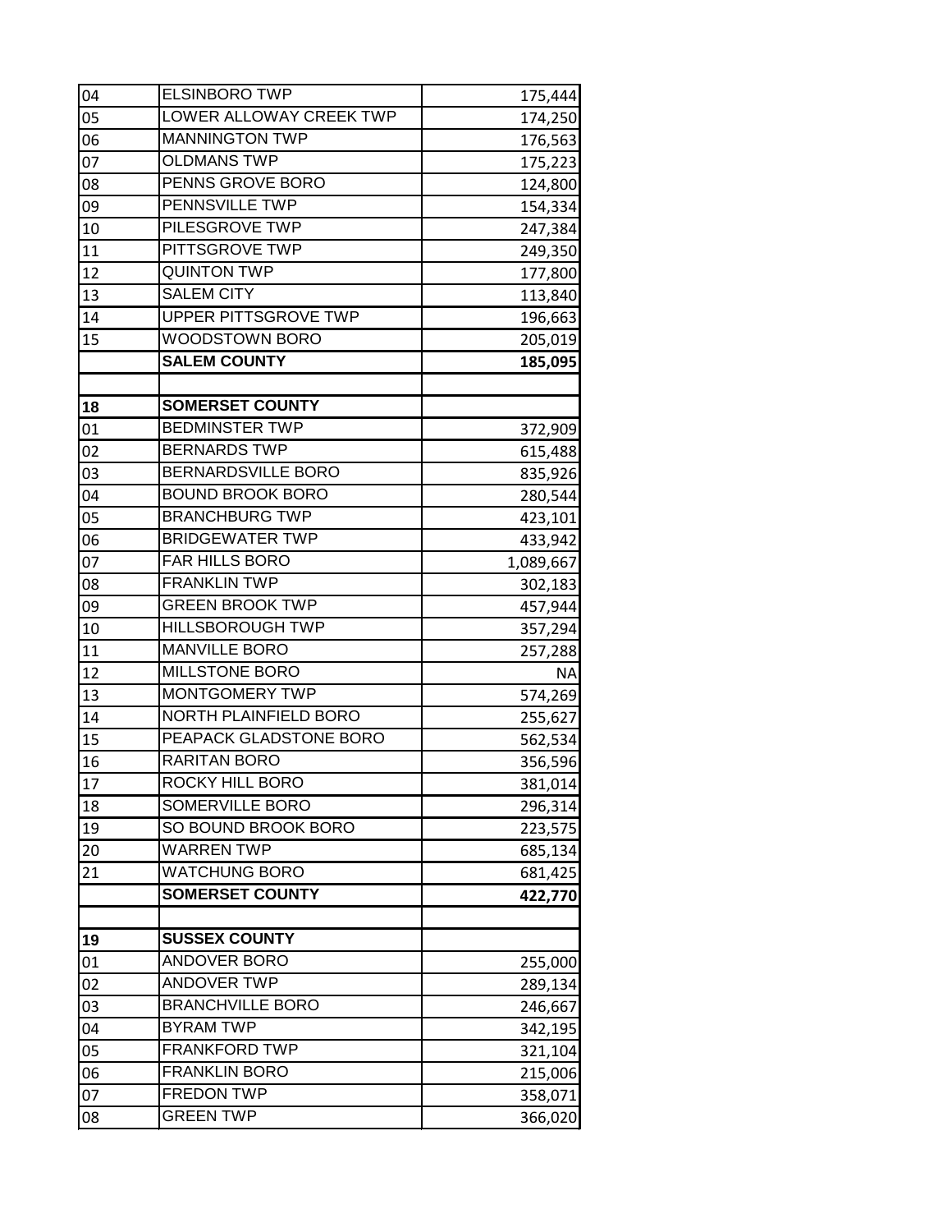| | | |
|---|---|---|
| 04 | ELSINBORO TWP | 175,444 |
| 05 | LOWER ALLOWAY CREEK TWP | 174,250 |
| 06 | MANNINGTON TWP | 176,563 |
| 07 | OLDMANS TWP | 175,223 |
| 08 | PENNS GROVE BORO | 124,800 |
| 09 | PENNSVILLE TWP | 154,334 |
| 10 | PILESGROVE TWP | 247,384 |
| 11 | PITTSGROVE TWP | 249,350 |
| 12 | QUINTON TWP | 177,800 |
| 13 | SALEM CITY | 113,840 |
| 14 | UPPER PITTSGROVE TWP | 196,663 |
| 15 | WOODSTOWN BORO | 205,019 |
| | **SALEM COUNTY** | **185,095** |
| | | |
| **18** | **SOMERSET COUNTY** | |
| 01 | BEDMINSTER TWP | 372,909 |
| 02 | BERNARDS TWP | 615,488 |
| 03 | BERNARDSVILLE BORO | 835,926 |
| 04 | BOUND BROOK BORO | 280,544 |
| 05 | BRANCHBURG TWP | 423,101 |
| 06 | BRIDGEWATER TWP | 433,942 |
| 07 | FAR HILLS BORO | 1,089,667 |
| 08 | FRANKLIN TWP | 302,183 |
| 09 | GREEN BROOK TWP | 457,944 |
| 10 | HILLSBOROUGH TWP | 357,294 |
| 11 | MANVILLE BORO | 257,288 |
| 12 | MILLSTONE BORO | NA |
| 13 | MONTGOMERY TWP | 574,269 |
| 14 | NORTH PLAINFIELD BORO | 255,627 |
| 15 | PEAPACK GLADSTONE BORO | 562,534 |
| 16 | RARITAN BORO | 356,596 |
| 17 | ROCKY HILL BORO | 381,014 |
| 18 | SOMERVILLE BORO | 296,314 |
| 19 | SO BOUND BROOK BORO | 223,575 |
| 20 | WARREN TWP | 685,134 |
| 21 | WATCHUNG BORO | 681,425 |
| | **SOMERSET COUNTY** | **422,770** |
| | | |
| **19** | **SUSSEX COUNTY** | |
| 01 | ANDOVER BORO | 255,000 |
| 02 | ANDOVER TWP | 289,134 |
| 03 | BRANCHVILLE BORO | 246,667 |
| 04 | BYRAM TWP | 342,195 |
| 05 | FRANKFORD TWP | 321,104 |
| 06 | FRANKLIN BORO | 215,006 |
| 07 | FREDON TWP | 358,071 |
| 08 | GREEN TWP | 366,020 |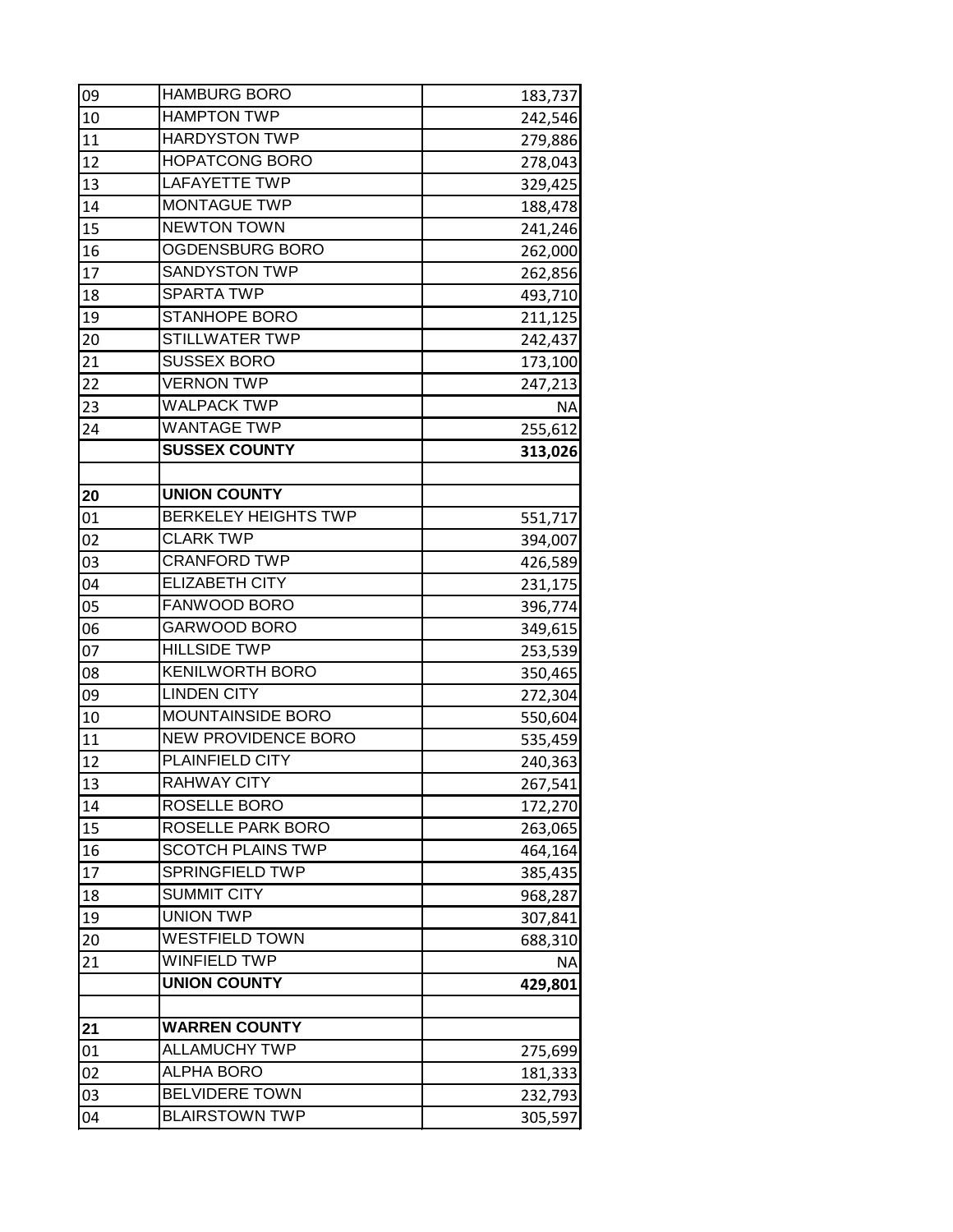| | | |
|---|---|---|
| 09 | HAMBURG BORO | 183,737 |
| 10 | HAMPTON TWP | 242,546 |
| 11 | HARDYSTON TWP | 279,886 |
| 12 | HOPATCONG BORO | 278,043 |
| 13 | LAFAYETTE TWP | 329,425 |
| 14 | MONTAGUE TWP | 188,478 |
| 15 | NEWTON TOWN | 241,246 |
| 16 | OGDENSBURG BORO | 262,000 |
| 17 | SANDYSTON TWP | 262,856 |
| 18 | SPARTA TWP | 493,710 |
| 19 | STANHOPE BORO | 211,125 |
| 20 | STILLWATER TWP | 242,437 |
| 21 | SUSSEX BORO | 173,100 |
| 22 | VERNON TWP | 247,213 |
| 23 | WALPACK TWP | NA |
| 24 | WANTAGE TWP | 255,612 |
| | **SUSSEX COUNTY** | **313,026** |
| | | |
| **20** | **UNION COUNTY** | |
| 01 | BERKELEY HEIGHTS TWP | 551,717 |
| 02 | CLARK TWP | 394,007 |
| 03 | CRANFORD TWP | 426,589 |
| 04 | ELIZABETH CITY | 231,175 |
| 05 | FANWOOD BORO | 396,774 |
| 06 | GARWOOD BORO | 349,615 |
| 07 | HILLSIDE TWP | 253,539 |
| 08 | KENILWORTH BORO | 350,465 |
| 09 | LINDEN CITY | 272,304 |
| 10 | MOUNTAINSIDE BORO | 550,604 |
| 11 | NEW PROVIDENCE BORO | 535,459 |
| 12 | PLAINFIELD CITY | 240,363 |
| 13 | RAHWAY CITY | 267,541 |
| 14 | ROSELLE BORO | 172,270 |
| 15 | ROSELLE PARK BORO | 263,065 |
| 16 | SCOTCH PLAINS TWP | 464,164 |
| 17 | SPRINGFIELD TWP | 385,435 |
| 18 | SUMMIT CITY | 968,287 |
| 19 | UNION TWP | 307,841 |
| 20 | WESTFIELD TOWN | 688,310 |
| 21 | WINFIELD TWP | NA |
| | **UNION COUNTY** | **429,801** |
| | | |
| **21** | **WARREN COUNTY** | |
| 01 | ALLAMUCHY TWP | 275,699 |
| 02 | ALPHA BORO | 181,333 |
| 03 | BELVIDERE TOWN | 232,793 |
| 04 | BLAIRSTOWN TWP | 305,597 |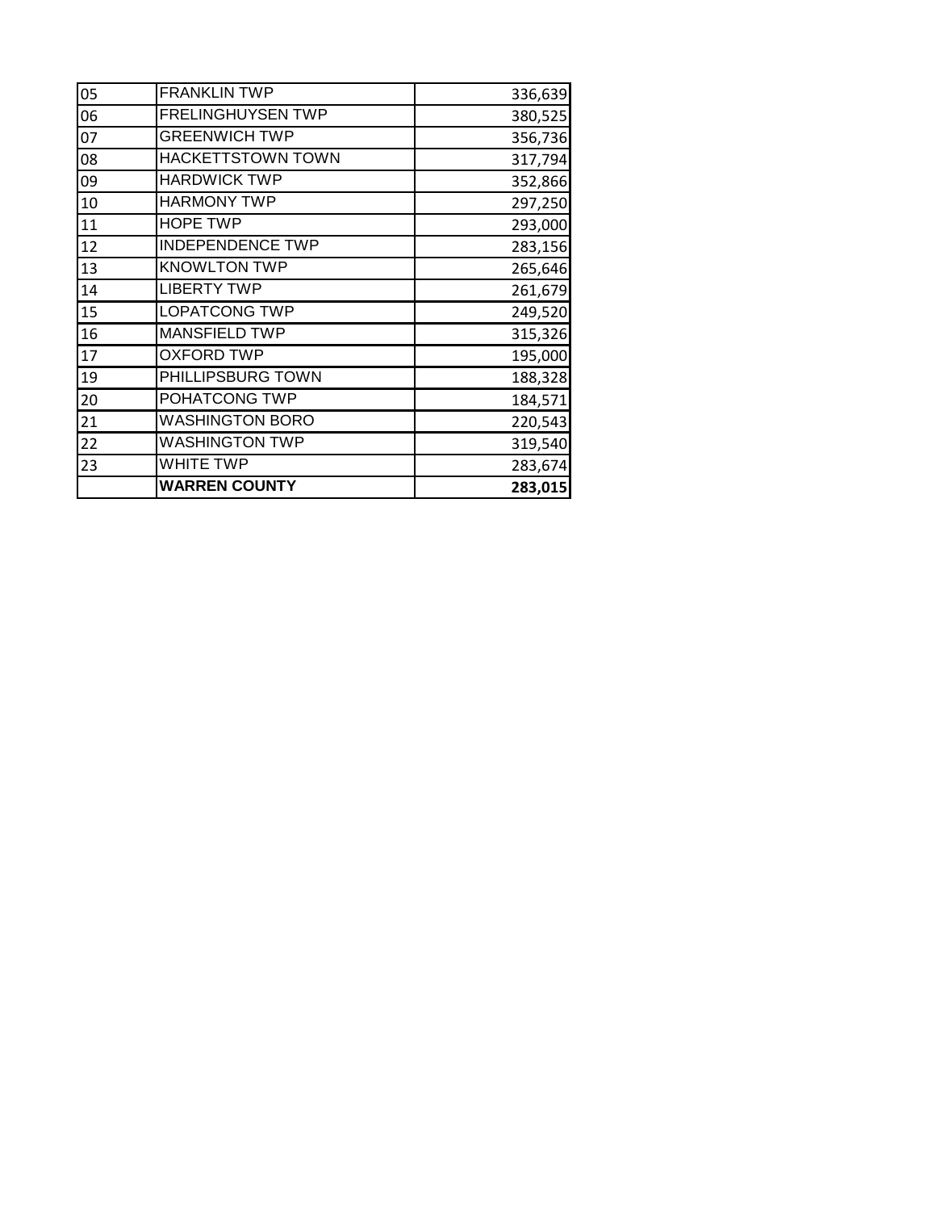| | | |
|---|---|---|
| 05 | FRANKLIN TWP | 336,639 |
| 06 | FRELINGHUYSEN TWP | 380,525 |
| 07 | GREENWICH TWP | 356,736 |
| 08 | HACKETTSTOWN TOWN | 317,794 |
| 09 | HARDWICK TWP | 352,866 |
| 10 | HARMONY TWP | 297,250 |
| 11 | HOPE TWP | 293,000 |
| 12 | INDEPENDENCE TWP | 283,156 |
| 13 | KNOWLTON TWP | 265,646 |
| 14 | LIBERTY TWP | 261,679 |
| 15 | LOPATCONG TWP | 249,520 |
| 16 | MANSFIELD TWP | 315,326 |
| 17 | OXFORD TWP | 195,000 |
| 19 | PHILLIPSBURG TOWN | 188,328 |
| 20 | POHATCONG TWP | 184,571 |
| 21 | WASHINGTON BORO | 220,543 |
| 22 | WASHINGTON TWP | 319,540 |
| 23 | WHITE TWP | 283,674 |
| | **WARREN COUNTY** | **283,015** |